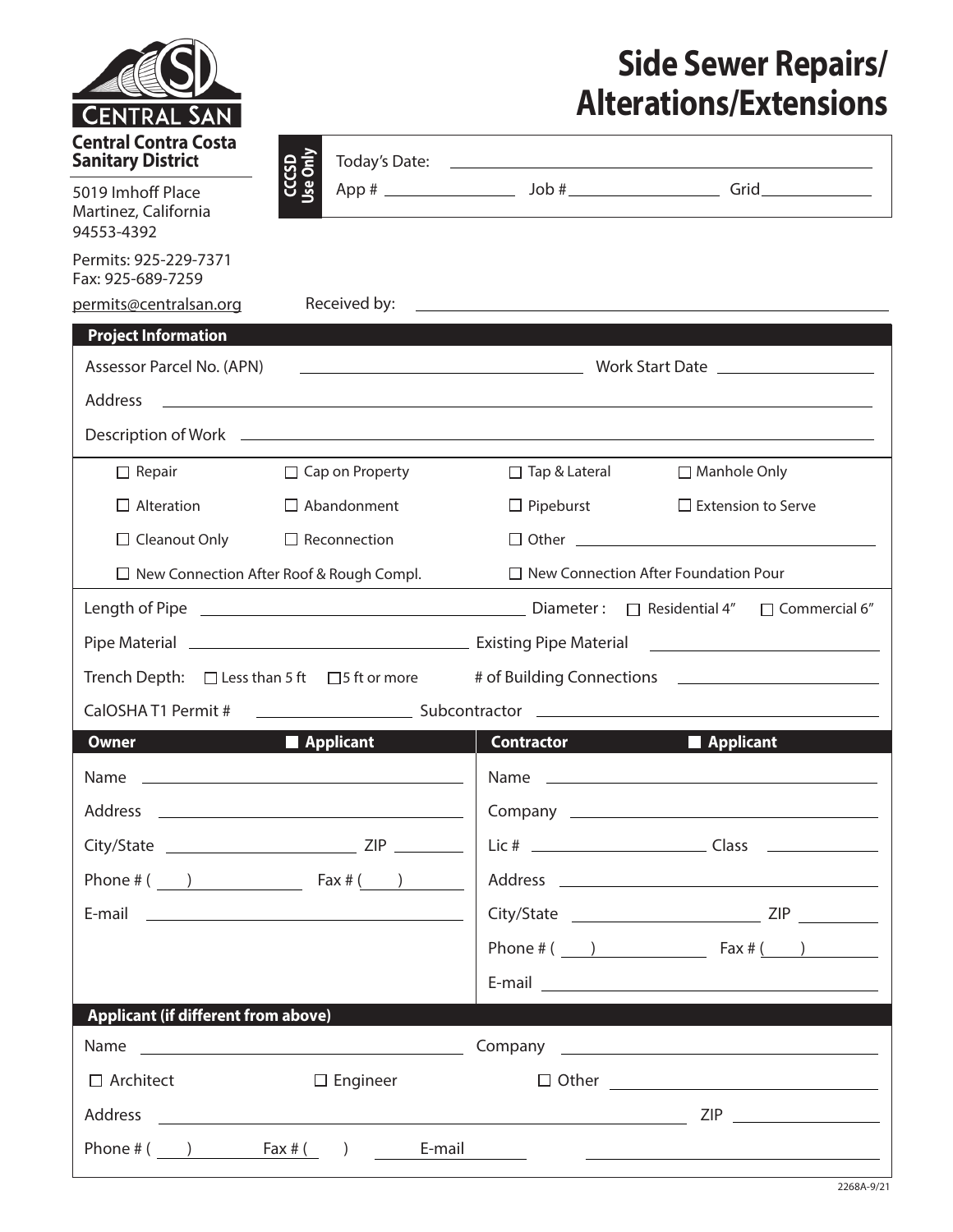CENTRAL SAN

**Central Contra Costa Sanitary District**

5019 Imhoff Place
Martinez, California
94553-4392

Permits: 925-229-7371
Fax: 925-689-7259
permits@centralsan.org

# Side Sewer Repairs/ Alterations/Extensions

**CCCSD Use Only**

Today's Date: ______________________

App # ____________ Job # ____________ Grid ____________

Received by: ______________________

## Project Information

Assessor Parcel No. (APN) ______________________ Work Start Date ______________

Address ______________________

Description of Work ______________________

- ☐ Repair
- ☐ Cap on Property
- ☐ Tap & Lateral
- ☐ Manhole Only
- ☐ Alteration
- ☐ Abandonment
- ☐ Pipeburst
- ☐ Extension to Serve
- ☐ Cleanout Only
- ☐ Reconnection
- ☐ Other ______________________
- ☐ New Connection After Roof & Rough Compl.
- ☐ New Connection After Foundation Pour

Length of Pipe ______________________ Diameter : ☐ Residential 4″ ☐ Commercial 6″

Pipe Material ______________________ Existing Pipe Material ______________________

Trench Depth: ☐ Less than 5 ft ☐ 5 ft or more # of Building Connections ______________

CalOSHA T1 Permit # ______________ Subcontractor ______________________

## Owner ☐ Applicant

Name ______________________

Address ______________________

City/State ______________ ZIP ________

Phone # ( ) ____________ Fax # ( ) ____________

E-mail ______________________

## Contractor ☐ Applicant

Name ______________________

Company ______________________

Lic # ______________ Class ______________

Address ______________________

City/State ______________ ZIP ________

Phone # ( ) ____________ Fax # ( ) ____________

E-mail ______________________

## Applicant (if different from above)

Name ______________________ Company ______________________

☐ Architect ☐ Engineer ☐ Other ______________________

Address ______________________ ZIP ______________

Phone # ( ) ____________ Fax # ( ) ____________ E-mail ______________________

2268A-9/21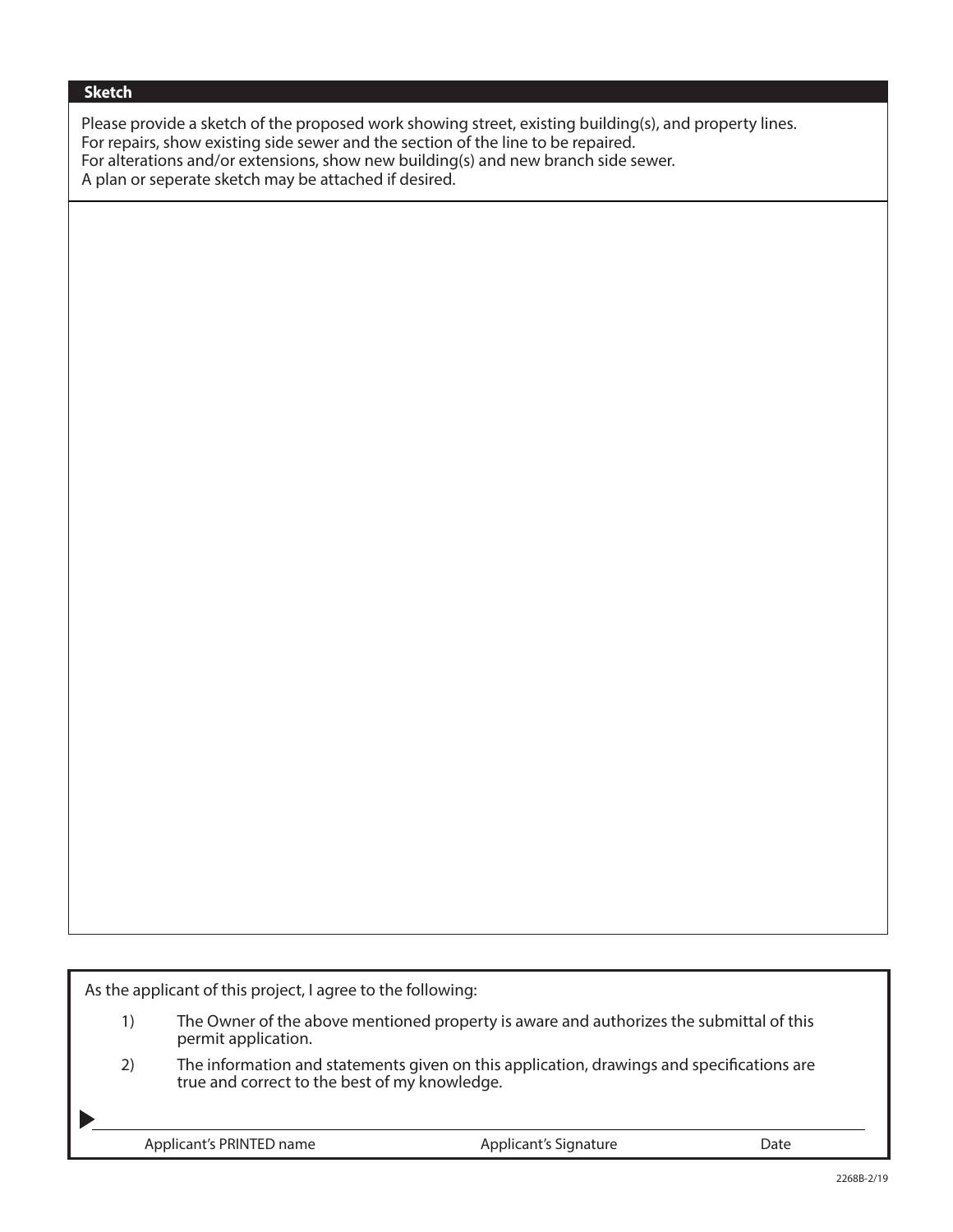## Sketch

Please provide a sketch of the proposed work showing street, existing building(s), and property lines.
For repairs, show existing side sewer and the section of the line to be repaired.
For alterations and/or extensions, show new building(s) and new branch side sewer.
A plan or seperate sketch may be attached if desired.

As the applicant of this project, I agree to the following:

1) The Owner of the above mentioned property is aware and authorizes the submittal of this permit application.
2) The information and statements given on this application, drawings and specifications are true and correct to the best of my knowledge.

| Applicant's PRINTED name | Applicant's Signature | Date |
| --- | --- | --- |
| | | |

2268B-2/19